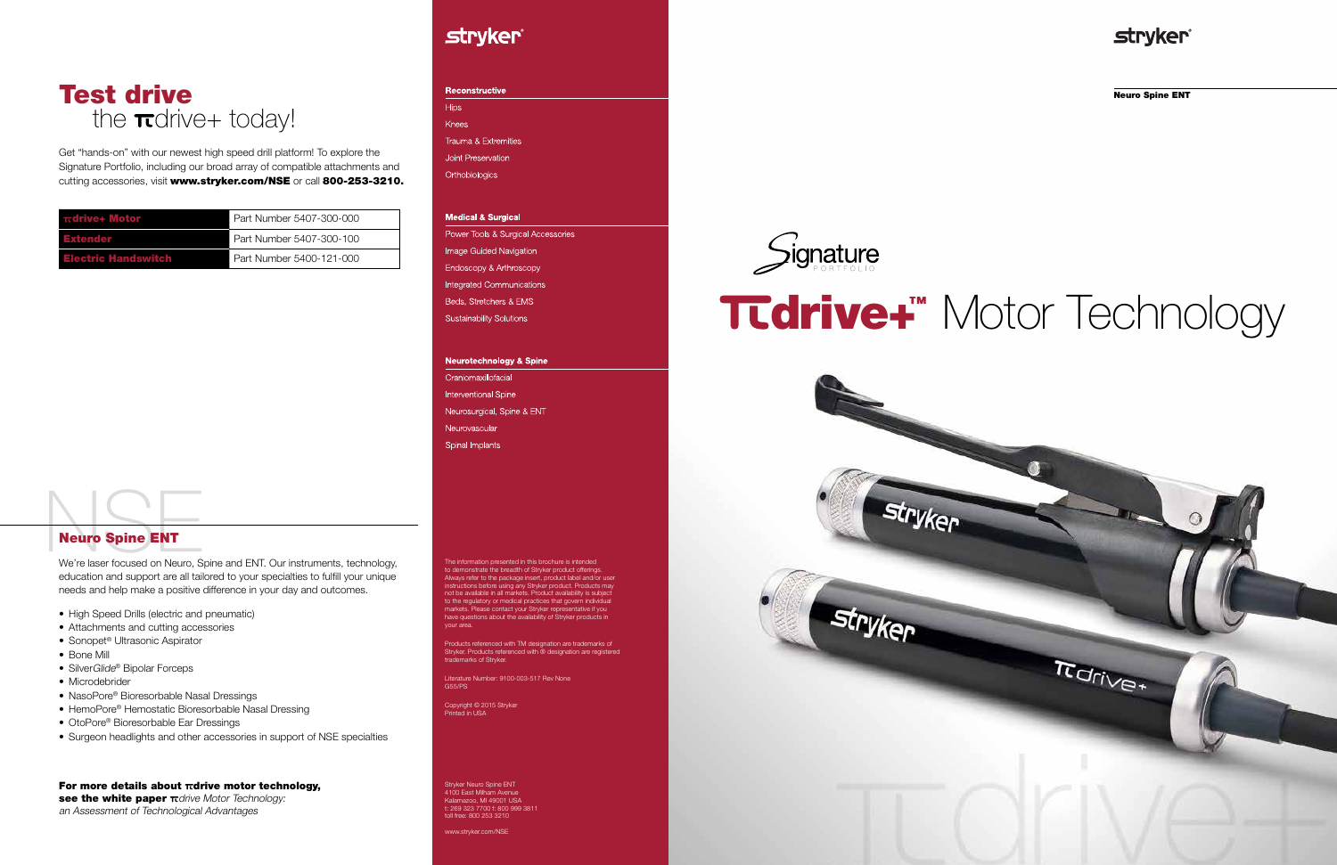# Test drive
## the πdrive+ today!

Get "hands-on" with our newest high speed drill platform! To explore the Signature Portfolio, including our broad array of compatible attachments and cutting accessories, visit **www.stryker.com/NSE** or call **800-253-3210.**

| | |
|---|---|
| **πdrive+ Motor** | Part Number 5407-300-000 |
| **Extender** | Part Number 5407-300-100 |
| **Electric Handswitch** | Part Number 5400-121-000 |

## Neuro Spine ENT

We're laser focused on Neuro, Spine and ENT. Our instruments, technology, education and support are all tailored to your specialties to fulfill your unique needs and help make a positive difference in your day and outcomes.

- High Speed Drills (electric and pneumatic)
- Attachments and cutting accessories
- Sonopet® Ultrasonic Aspirator
- Bone Mill
- Silver*Glide*® Bipolar Forceps
- Microdebrider
- NasoPore® Bioresorbable Nasal Dressings
- HemoPore® Hemostatic Bioresorbable Nasal Dressing
- OtoPore® Bioresorbable Ear Dressings
- Surgeon headlights and other accessories in support of NSE specialties

**For more details about πdrive motor technology, see the white paper** *πdrive Motor Technology: an Assessment of Technological Advantages*

stryker

**Reconstructive**

Hips
Knees
Trauma & Extremities
Joint Preservation
Orthobiologics

**Medical & Surgical**

Power Tools & Surgical Accessories
Image Guided Navigation
Endoscopy & Arthroscopy
Integrated Communications
Beds, Stretchers & EMS
Sustainability Solutions

**Neurotechnology & Spine**

Craniomaxillofacial
Interventional Spine
Neurosurgical, Spine & ENT
Neurovascular
Spinal Implants

The information presented in this brochure is intended to demonstrate the breadth of Stryker product offerings. Always refer to the package insert, product label and/or user instructions before using any Stryker product. Products may not be available in all markets. Product availability is subject to the regulatory or medical practices that govern individual markets. Please contact your Stryker representative if you have questions about the availability of Stryker products in your area.

Products referenced with TM designation are trademarks of Stryker. Products referenced with ® designation are registered trademarks of Stryker.

Literature Number: 9100-003-517 Rev None
G55/PS

Copyright © 2015 Stryker
Printed in USA

Stryker Neuro Spine ENT
4100 East Milham Avenue
Kalamazoo, MI 49001 USA
t: 269 323 7700 f: 800 999 3811
toll free: 800 253 3210

www.stryker.com/NSE

stryker

**Neuro Spine ENT**

Signature PORTFOLIO

# πdrive+™ Motor Technology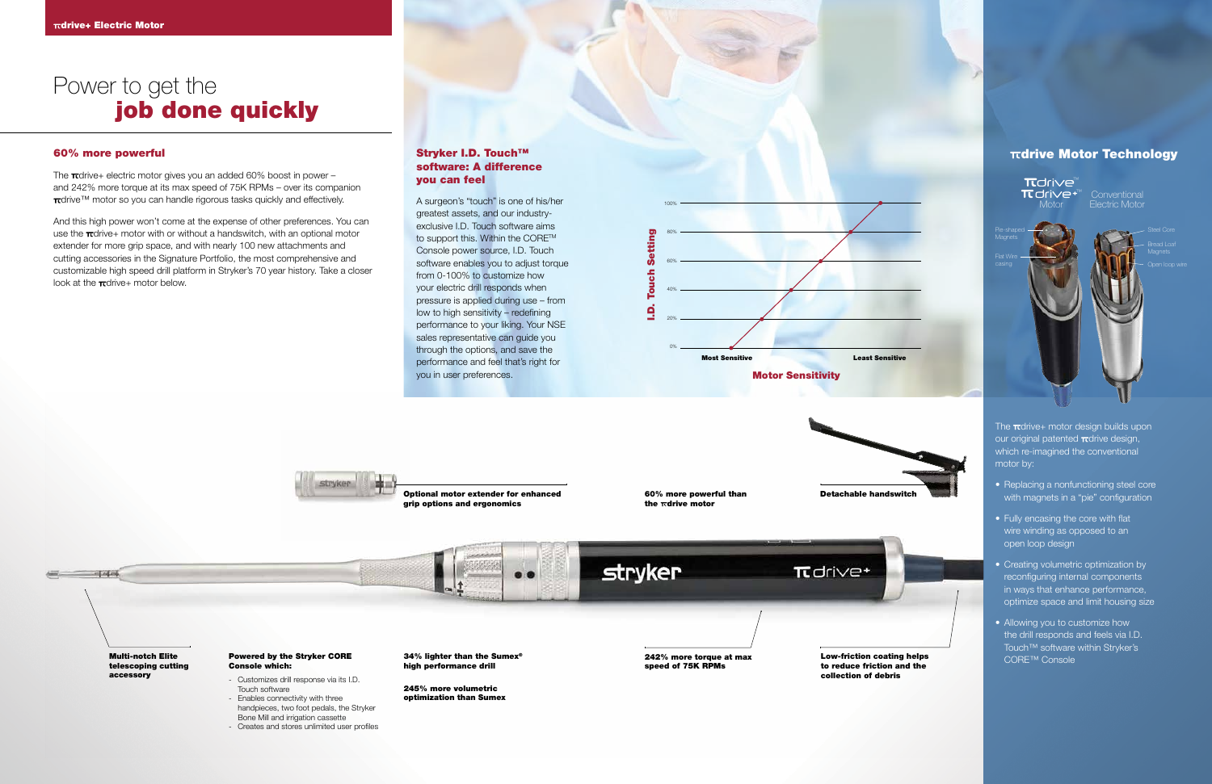πdrive+ Electric Motor

# Power to get the **job done quickly**

## 60% more powerful

The πdrive+ electric motor gives you an added 60% boost in power – and 242% more torque at its max speed of 75K RPMs – over its companion πdrive™ motor so you can handle rigorous tasks quickly and effectively.

And this high power won't come at the expense of other preferences. You can use the πdrive+ motor with or without a handswitch, with an optional motor extender for more grip space, and with nearly 100 new attachments and cutting accessories in the Signature Portfolio, the most comprehensive and customizable high speed drill platform in Stryker's 70 year history. Take a closer look at the πdrive+ motor below.

## Stryker I.D. Touch™ software: A difference you can feel

A surgeon's "touch" is one of his/her greatest assets, and our industry-exclusive I.D. Touch software aims to support this. Within the CORE™ Console power source, I.D. Touch software enables you to adjust torque from 0-100% to customize how your electric drill responds when pressure is applied during use – from low to high sensitivity – redefining performance to your liking. Your NSE sales representative can guide you through the options, and save the performance and feel that's right for you in user preferences.

I.D. Touch Setting

100%
80%
60%
40%
20%
0%

Most Sensitive
Least Sensitive

Motor Sensitivity

## πdrive Motor Technology

πdrive™
πdrive+™
Motor

Conventional Electric Motor

Re-shaped Magnets
Flat Wire casing
Steel Core
Bread Loaf Magnets
Open loop wire

The πdrive+ motor design builds upon our original patented πdrive design, which re-imagined the conventional motor by:

- Replacing a nonfunctioning steel core with magnets in a "pie" configuration
- Fully encasing the core with flat wire winding as opposed to an open loop design
- Creating volumetric optimization by reconfiguring internal components in ways that enhance performance, optimize space and limit housing size
- Allowing you to customize how the drill responds and feels via I.D. Touch™ software within Stryker's CORE™ Console

**Optional motor extender for enhanced grip options and ergonomics**

**60% more powerful than the πdrive motor**

**Detachable handswitch**

**Multi-notch Elite telescoping cutting accessory**

**Powered by the Stryker CORE Console which:**

- Customizes drill response via its I.D. Touch software
- Enables connectivity with three handpieces, two foot pedals, the Stryker Bone Mill and irrigation cassette
- Creates and stores unlimited user profiles

**34% lighter than the Sumex® high performance drill**

**245% more volumetric optimization than Sumex**

**242% more torque at max speed of 75K RPMs**

**Low-friction coating helps to reduce friction and the collection of debris**